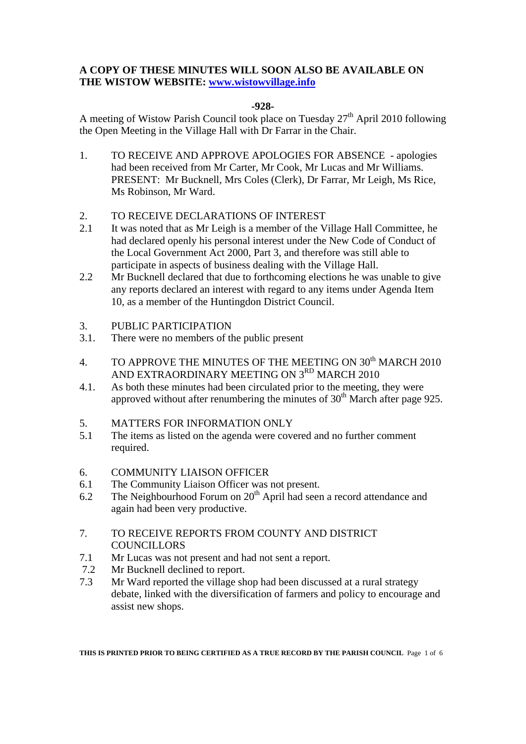**A COPY OF THESE MINUTES WILL SOON ALSO BE AVAILABLE ON THE WISTOW WEBSITE: [www.wistowvillage.info](http://www.wistowvillage.info)**

**-928-**

A meeting of Wistow Parish Council took place on Tuesday 27th April 2010 following the Open Meeting in the Village Hall with Dr Farrar in the Chair.

1. TO RECEIVE AND APPROVE APOLOGIES FOR ABSENCE - apologies had been received from Mr Carter, Mr Cook, Mr Lucas and Mr Williams. PRESENT: Mr Bucknell, Mrs Coles (Clerk), Dr Farrar, Mr Leigh, Ms Rice, Ms Robinson, Mr Ward.

2. TO RECEIVE DECLARATIONS OF INTEREST

2.1 It was noted that as Mr Leigh is a member of the Village Hall Committee, he had declared openly his personal interest under the New Code of Conduct of the Local Government Act 2000, Part 3, and therefore was still able to participate in aspects of business dealing with the Village Hall.

2.2 Mr Bucknell declared that due to forthcoming elections he was unable to give any reports declared an interest with regard to any items under Agenda Item 10, as a member of the Huntingdon District Council.

3. PUBLIC PARTICIPATION

3.1. There were no members of the public present

4. TO APPROVE THE MINUTES OF THE MEETING ON 30th MARCH 2010 AND EXTRAORDINARY MEETING ON 3RD MARCH 2010

4.1. As both these minutes had been circulated prior to the meeting, they were approved without after renumbering the minutes of 30th March after page 925.

5. MATTERS FOR INFORMATION ONLY

5.1 The items as listed on the agenda were covered and no further comment required.

6. COMMUNITY LIAISON OFFICER

6.1 The Community Liaison Officer was not present.

6.2 The Neighbourhood Forum on 20th April had seen a record attendance and again had been very productive.

7. TO RECEIVE REPORTS FROM COUNTY AND DISTRICT COUNCILLORS

7.1 Mr Lucas was not present and had not sent a report.

7.2 Mr Bucknell declined to report.

7.3 Mr Ward reported the village shop had been discussed at a rural strategy debate, linked with the diversification of farmers and policy to encourage and assist new shops.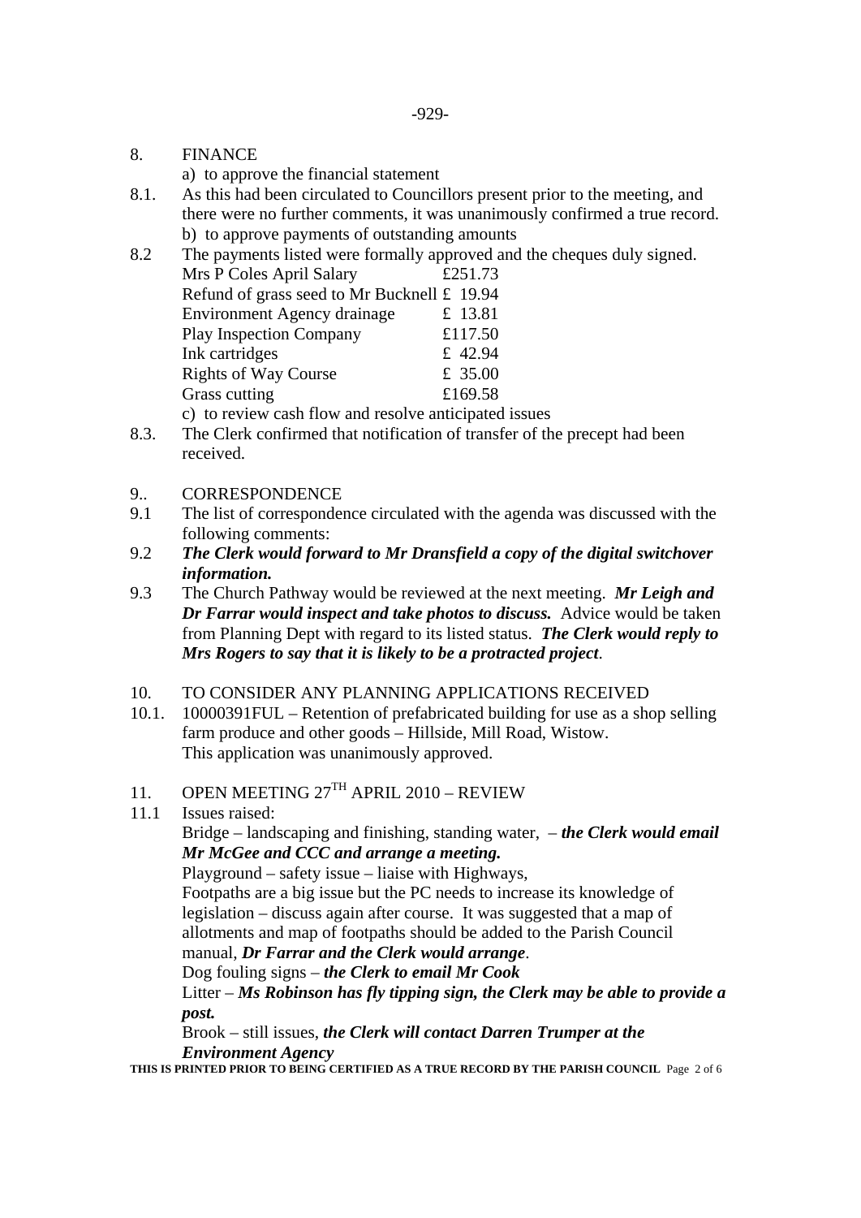-929-

8. FINANCE

a) to approve the financial statement

8.1. As this had been circulated to Councillors present prior to the meeting, and there were no further comments, it was unanimously confirmed a true record.

b) to approve payments of outstanding amounts

8.2 The payments listed were formally approved and the cheques duly signed.

| | |
|---|---|
| Mrs P Coles April Salary | £251.73 |
| Refund of grass seed to Mr Bucknell | £ 19.94 |
| Environment Agency drainage | £ 13.81 |
| Play Inspection Company | £117.50 |
| Ink cartridges | £ 42.94 |
| Rights of Way Course | £ 35.00 |
| Grass cutting | £169.58 |

c) to review cash flow and resolve anticipated issues

8.3. The Clerk confirmed that notification of transfer of the precept had been received.

9.. CORRESPONDENCE

9.1 The list of correspondence circulated with the agenda was discussed with the following comments:

9.2 ***The Clerk would forward to Mr Dransfield a copy of the digital switchover information.***

9.3 The Church Pathway would be reviewed at the next meeting. ***Mr Leigh and Dr Farrar would inspect and take photos to discuss.*** Advice would be taken from Planning Dept with regard to its listed status. ***The Clerk would reply to Mrs Rogers to say that it is likely to be a protracted project***.

10. TO CONSIDER ANY PLANNING APPLICATIONS RECEIVED

10.1. 10000391FUL – Retention of prefabricated building for use as a shop selling farm produce and other goods – Hillside, Mill Road, Wistow. This application was unanimously approved.

11. OPEN MEETING 27TH APRIL 2010 – REVIEW

11.1 Issues raised:

Bridge – landscaping and finishing, standing water, – ***the Clerk would email Mr McGee and CCC and arrange a meeting.***

Playground – safety issue – liaise with Highways,

Footpaths are a big issue but the PC needs to increase its knowledge of legislation – discuss again after course. It was suggested that a map of allotments and map of footpaths should be added to the Parish Council manual, ***Dr Farrar and the Clerk would arrange***.

Dog fouling signs – ***the Clerk to email Mr Cook***

Litter – ***Ms Robinson has fly tipping sign, the Clerk may be able to provide a post.***

Brook – still issues, ***the Clerk will contact Darren Trumper at the Environment Agency***

**THIS IS PRINTED PRIOR TO BEING CERTIFIED AS A TRUE RECORD BY THE PARISH COUNCIL**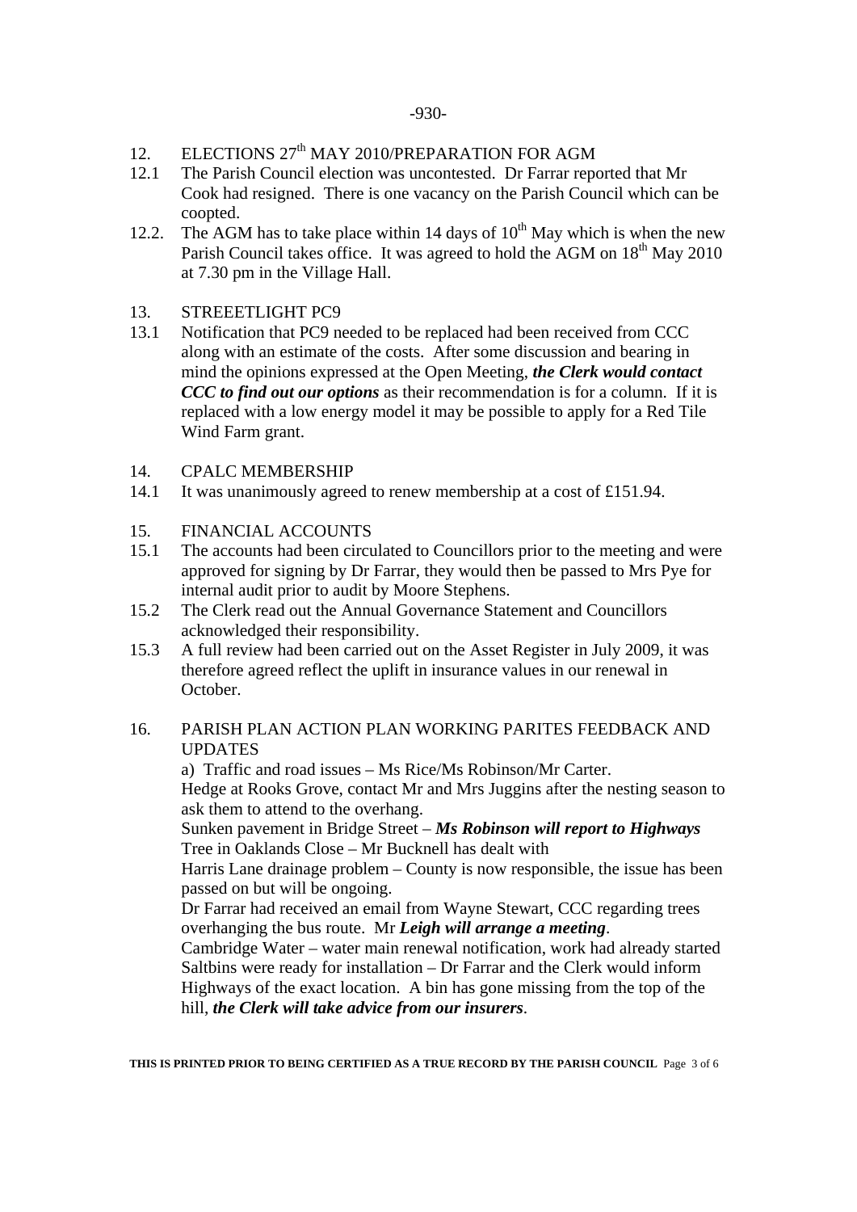12. ELECTIONS 27th MAY 2010/PREPARATION FOR AGM

12.1 The Parish Council election was uncontested. Dr Farrar reported that Mr Cook had resigned. There is one vacancy on the Parish Council which can be coopted.

12.2. The AGM has to take place within 14 days of 10th May which is when the new Parish Council takes office. It was agreed to hold the AGM on 18th May 2010 at 7.30 pm in the Village Hall.

13. STREEETLIGHT PC9

13.1 Notification that PC9 needed to be replaced had been received from CCC along with an estimate of the costs. After some discussion and bearing in mind the opinions expressed at the Open Meeting, ***the Clerk would contact CCC to find out our options*** as their recommendation is for a column. If it is replaced with a low energy model it may be possible to apply for a Red Tile Wind Farm grant.

14. CPALC MEMBERSHIP

14.1 It was unanimously agreed to renew membership at a cost of £151.94.

15. FINANCIAL ACCOUNTS

15.1 The accounts had been circulated to Councillors prior to the meeting and were approved for signing by Dr Farrar, they would then be passed to Mrs Pye for internal audit prior to audit by Moore Stephens.

15.2 The Clerk read out the Annual Governance Statement and Councillors acknowledged their responsibility.

15.3 A full review had been carried out on the Asset Register in July 2009, it was therefore agreed reflect the uplift in insurance values in our renewal in October.

16. PARISH PLAN ACTION PLAN WORKING PARITES FEEDBACK AND UPDATES

a) Traffic and road issues – Ms Rice/Ms Robinson/Mr Carter.

Hedge at Rooks Grove, contact Mr and Mrs Juggins after the nesting season to ask them to attend to the overhang.

Sunken pavement in Bridge Street – ***Ms Robinson will report to Highways***

Tree in Oaklands Close – Mr Bucknell has dealt with

Harris Lane drainage problem – County is now responsible, the issue has been passed on but will be ongoing.

Dr Farrar had received an email from Wayne Stewart, CCC regarding trees overhanging the bus route. Mr ***Leigh will arrange a meeting***.

Cambridge Water – water main renewal notification, work had already started

Saltbins were ready for installation – Dr Farrar and the Clerk would inform Highways of the exact location. A bin has gone missing from the top of the hill, ***the Clerk will take advice from our insurers***.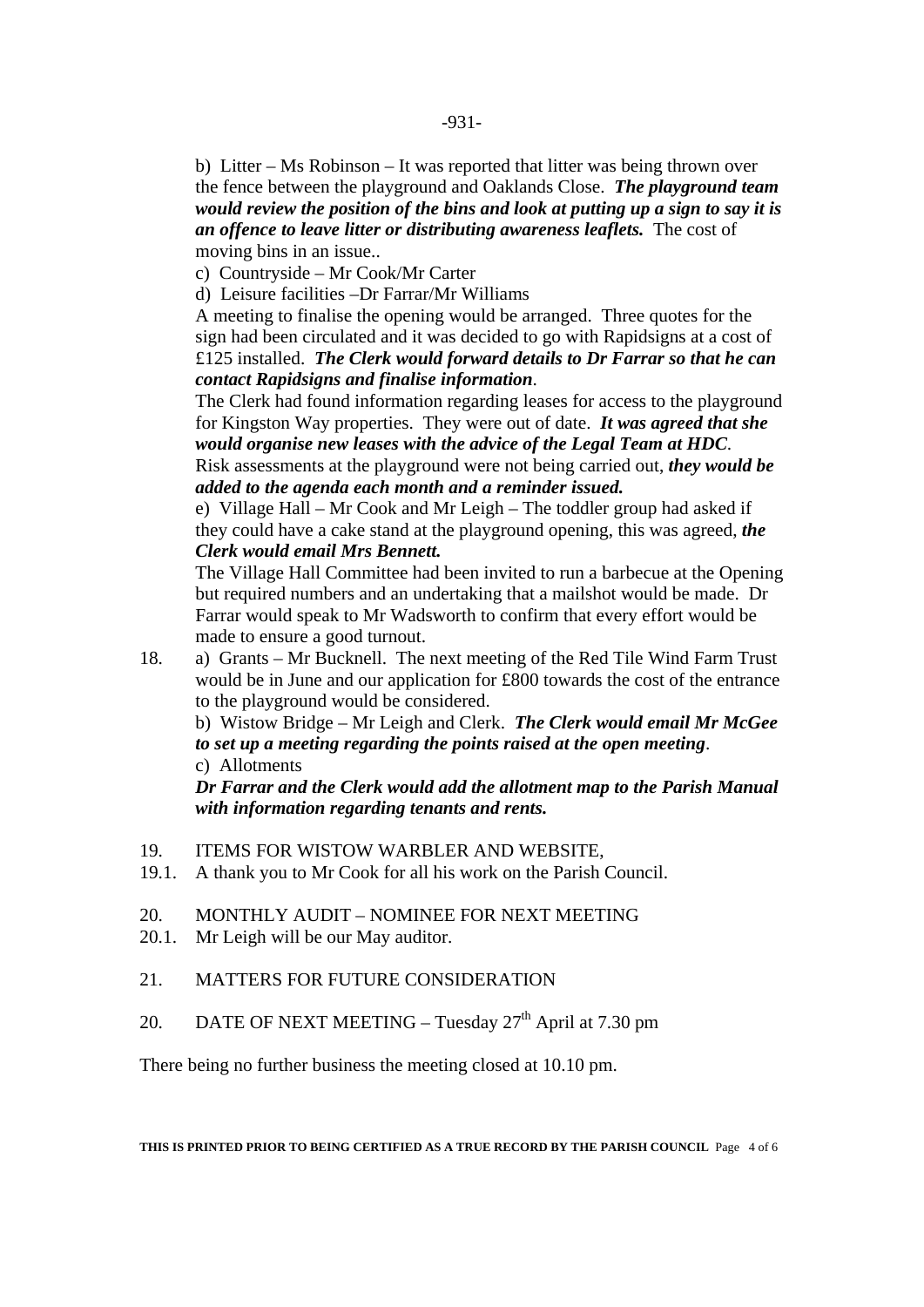b) Litter – Ms Robinson – It was reported that litter was being thrown over the fence between the playground and Oaklands Close. ***The playground team would review the position of the bins and look at putting up a sign to say it is an offence to leave litter or distributing awareness leaflets.*** The cost of moving bins in an issue..

c) Countryside – Mr Cook/Mr Carter

d) Leisure facilities –Dr Farrar/Mr Williams

A meeting to finalise the opening would be arranged. Three quotes for the sign had been circulated and it was decided to go with Rapidsigns at a cost of £125 installed. ***The Clerk would forward details to Dr Farrar so that he can contact Rapidsigns and finalise information***.

The Clerk had found information regarding leases for access to the playground for Kingston Way properties. They were out of date. ***It was agreed that she would organise new leases with the advice of the Legal Team at HDC***.

Risk assessments at the playground were not being carried out, ***they would be added to the agenda each month and a reminder issued.***

e) Village Hall – Mr Cook and Mr Leigh – The toddler group had asked if they could have a cake stand at the playground opening, this was agreed, ***the Clerk would email Mrs Bennett.***

The Village Hall Committee had been invited to run a barbecue at the Opening but required numbers and an undertaking that a mailshot would be made. Dr Farrar would speak to Mr Wadsworth to confirm that every effort would be made to ensure a good turnout.

18. a) Grants – Mr Bucknell. The next meeting of the Red Tile Wind Farm Trust would be in June and our application for £800 towards the cost of the entrance to the playground would be considered.

 b) Wistow Bridge – Mr Leigh and Clerk. ***The Clerk would email Mr McGee to set up a meeting regarding the points raised at the open meeting***.

 c) Allotments

 ***Dr Farrar and the Clerk would add the allotment map to the Parish Manual with information regarding tenants and rents.***

19. ITEMS FOR WISTOW WARBLER AND WEBSITE,

19.1. A thank you to Mr Cook for all his work on the Parish Council.

20. MONTHLY AUDIT – NOMINEE FOR NEXT MEETING

20.1. Mr Leigh will be our May auditor.

21. MATTERS FOR FUTURE CONSIDERATION

20. DATE OF NEXT MEETING – Tuesday 27th April at 7.30 pm

There being no further business the meeting closed at 10.10 pm.

**THIS IS PRINTED PRIOR TO BEING CERTIFIED AS A TRUE RECORD BY THE PARISH COUNCIL**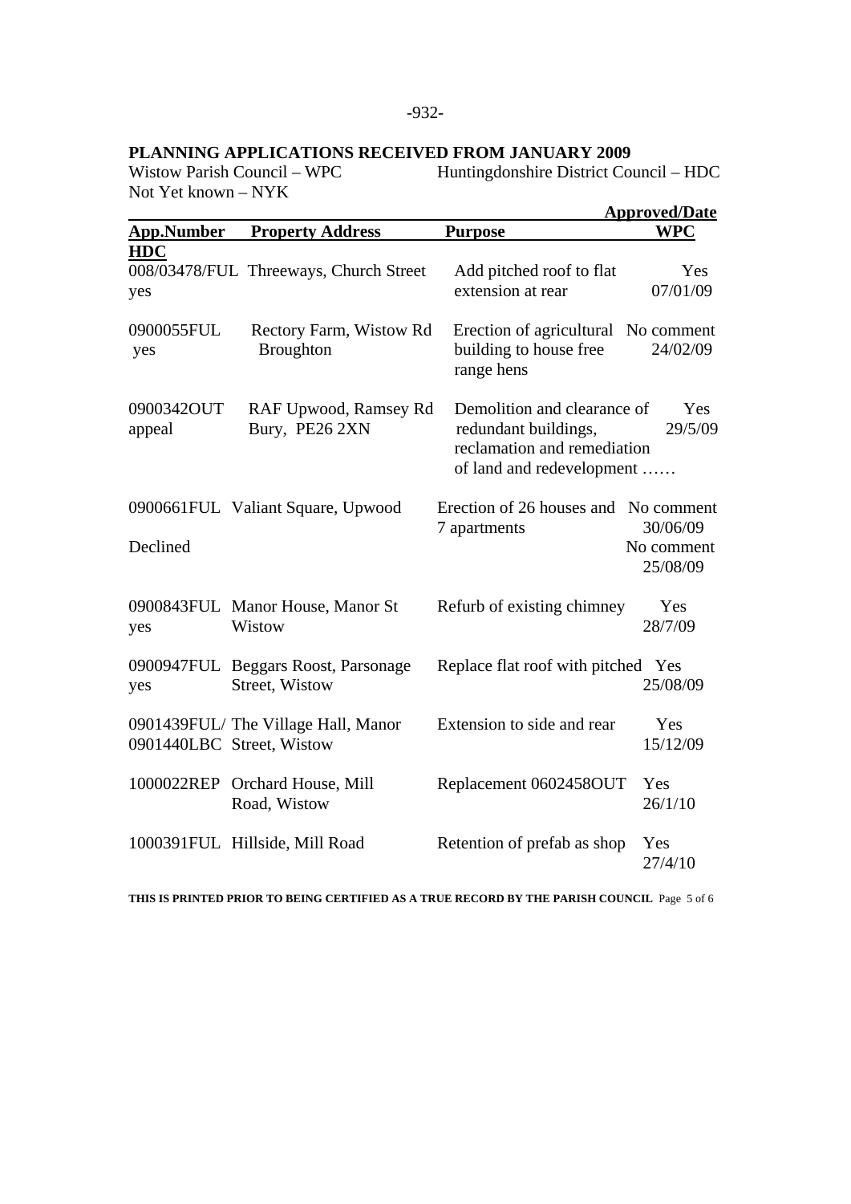-932-

## PLANNING APPLICATIONS RECEIVED FROM JANUARY 2009

Wistow Parish Council – WPC    Huntingdonshire District Council – HDC
Not Yet known – NYK

| App.Number HDC | Property Address | Purpose | Approved/Date WPC |
|---|---|---|---|
| 008/03478/FUL yes | Threeways, Church Street | Add pitched roof to flat extension at rear | Yes 07/01/09 |
| 0900055FUL yes | Rectory Farm, Wistow Rd Broughton | Erection of agricultural building to house free range hens | No comment 24/02/09 |
| 0900342OUT appeal | RAF Upwood, Ramsey Rd Bury, PE26 2XN | Demolition and clearance of redundant buildings, reclamation and remediation of land and redevelopment …… | Yes 29/5/09 |
| 0900661FUL Declined | Valiant Square, Upwood | Erection of 26 houses and 7 apartments | No comment 30/06/09 No comment 25/08/09 |
| 0900843FUL yes | Manor House, Manor St Wistow | Refurb of existing chimney | Yes 28/7/09 |
| 0900947FUL yes | Beggars Roost, Parsonage Street, Wistow | Replace flat roof with pitched | Yes 25/08/09 |
| 0901439FUL/ 0901440LBC | The Village Hall, Manor Street, Wistow | Extension to side and rear | Yes 15/12/09 |
| 1000022REP | Orchard House, Mill Road, Wistow | Replacement 0602458OUT | Yes 26/1/10 |
| 1000391FUL | Hillside, Mill Road | Retention of prefab as shop | Yes 27/4/10 |

**THIS IS PRINTED PRIOR TO BEING CERTIFIED AS A TRUE RECORD BY THE PARISH COUNCIL**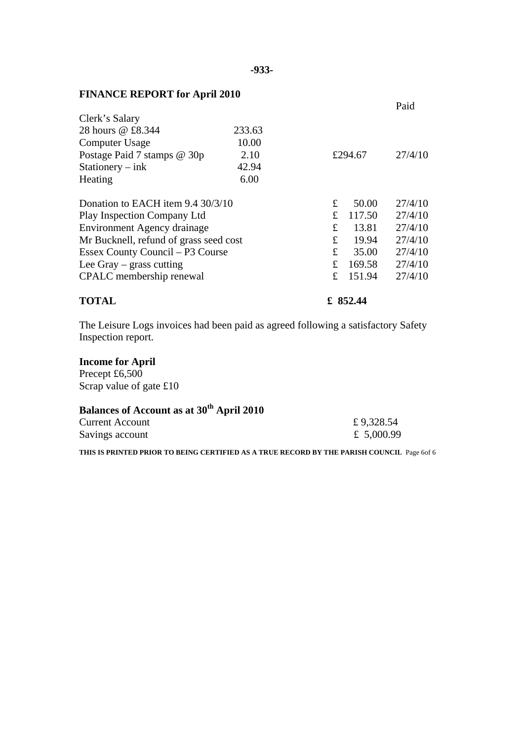## FINANCE REPORT for April 2010

| | | | Paid |
|---|---|---|---|
| Clerk's Salary | | | |
| 28 hours @ £8.344 | 233.63 | | |
| Computer Usage | 10.00 | | |
| Postage Paid 7 stamps @ 30p | 2.10 | £294.67 | 27/4/10 |
| Stationery – ink | 42.94 | | |
| Heating | 6.00 | | |
| Donation to EACH item 9.4 30/3/10 | | £ 50.00 | 27/4/10 |
| Play Inspection Company Ltd | | £ 117.50 | 27/4/10 |
| Environment Agency drainage | | £ 13.81 | 27/4/10 |
| Mr Bucknell, refund of grass seed cost | | £ 19.94 | 27/4/10 |
| Essex County Council – P3 Course | | £ 35.00 | 27/4/10 |
| Lee Gray – grass cutting | | £ 169.58 | 27/4/10 |
| CPALC membership renewal | | £ 151.94 | 27/4/10 |
| **TOTAL** | | **£ 852.44** | |

The Leisure Logs invoices had been paid as agreed following a satisfactory Safety Inspection report.

**Income for April**
Precept £6,500
Scrap value of gate £10

**Balances of Account as at 30th April 2010**

| | |
|---|---|
| Current Account | £ 9,328.54 |
| Savings account | £ 5,000.99 |

**THIS IS PRINTED PRIOR TO BEING CERTIFIED AS A TRUE RECORD BY THE PARISH COUNCIL**